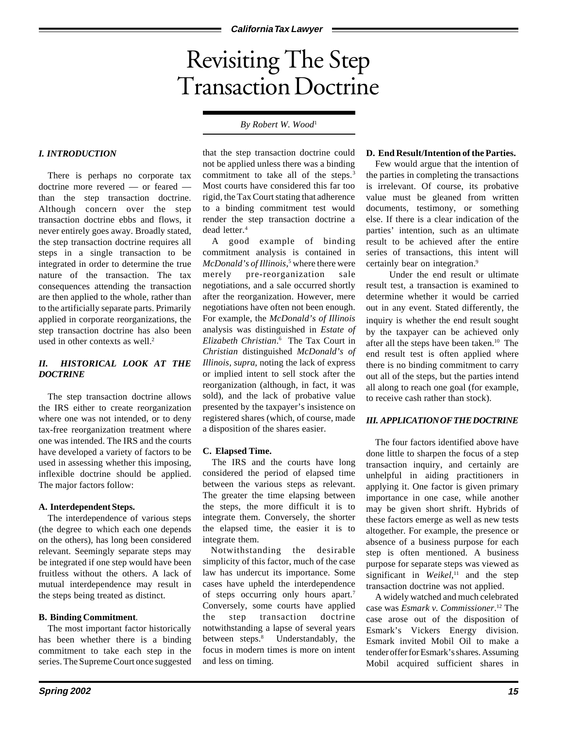# Revisiting The Step Transaction Doctrine

*By Robert W. Wood*[1]

### *I. INTRODUCTION*

There is perhaps no corporate tax doctrine more revered — or feared — than the step transaction doctrine. Although concern over the step transaction doctrine ebbs and flows, it never entirely goes away. Broadly stated, the step transaction doctrine requires all steps in a single transaction to be integrated in order to determine the true nature of the transaction. The tax consequences attending the transaction are then applied to the whole, rather than to the artificially separate parts. Primarily applied in corporate reorganizations, the step transaction doctrine has also been used in other contexts as well.[2]

### *II. HISTORICAL LOOK AT THE DOCTRINE*

The step transaction doctrine allows the IRS either to create reorganization where one was not intended, or to deny tax-free reorganization treatment where one was intended. The IRS and the courts have developed a variety of factors to be used in assessing whether this imposing, inflexible doctrine should be applied. The major factors follow:

**A. Interdependent Steps.**

The interdependence of various steps (the degree to which each one depends on the others), has long been considered relevant. Seemingly separate steps may be integrated if one step would have been fruitless without the others. A lack of mutual interdependence may result in the steps being treated as distinct.

**B. Binding Commitment**.

The most important factor historically has been whether there is a binding commitment to take each step in the series. The Supreme Court once suggested that the step transaction doctrine could not be applied unless there was a binding commitment to take all of the steps.[3] Most courts have considered this far too rigid, the Tax Court stating that adherence to a binding commitment test would render the step transaction doctrine a dead letter.[4]

A good example of binding commitment analysis is contained in *McDonald's of Illinois*,[5] where there were merely pre-reorganization sale negotiations, and a sale occurred shortly after the reorganization. However, mere negotiations have often not been enough. For example, the *McDonald's of Illinois* analysis was distinguished in *Estate of Elizabeth Christian*.[6] The Tax Court in *Christian* distinguished *McDonald's of Illinois*, *supra*, noting the lack of express or implied intent to sell stock after the reorganization (although, in fact, it was sold), and the lack of probative value presented by the taxpayer's insistence on registered shares (which, of course, made a disposition of the shares easier.

**C. Elapsed Time.**

The IRS and the courts have long considered the period of elapsed time between the various steps as relevant. The greater the time elapsing between the steps, the more difficult it is to integrate them. Conversely, the shorter the elapsed time, the easier it is to integrate them.

Notwithstanding the desirable simplicity of this factor, much of the case law has undercut its importance. Some cases have upheld the interdependence of steps occurring only hours apart.[7] Conversely, some courts have applied the step transaction doctrine notwithstanding a lapse of several years between steps.[8] Understandably, the focus in modern times is more on intent and less on timing.

**D. End Result/Intention of the Parties.**

Few would argue that the intention of the parties in completing the transactions is irrelevant. Of course, its probative value must be gleaned from written documents, testimony, or something else. If there is a clear indication of the parties' intention, such as an ultimate result to be achieved after the entire series of transactions, this intent will certainly bear on integration.[9]

Under the end result or ultimate result test, a transaction is examined to determine whether it would be carried out in any event. Stated differently, the inquiry is whether the end result sought by the taxpayer can be achieved only after all the steps have been taken.[10] The end result test is often applied where there is no binding commitment to carry out all of the steps, but the parties intend all along to reach one goal (for example, to receive cash rather than stock).

### *III. APPLICATION OF THE DOCTRINE*

The four factors identified above have done little to sharpen the focus of a step transaction inquiry, and certainly are unhelpful in aiding practitioners in applying it. One factor is given primary importance in one case, while another may be given short shrift. Hybrids of these factors emerge as well as new tests altogether. For example, the presence or absence of a business purpose for each step is often mentioned. A business purpose for separate steps was viewed as significant in *Weikel*,[11] and the step transaction doctrine was not applied.

A widely watched and much celebrated case was *Esmark v. Commissioner*.[12] The case arose out of the disposition of Esmark's Vickers Energy division. Esmark invited Mobil Oil to make a tender offer for Esmark's shares. Assuming Mobil acquired sufficient shares in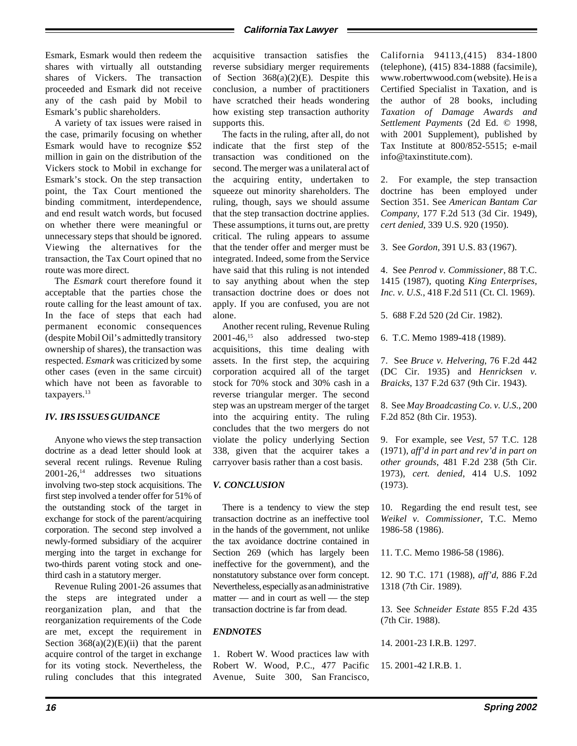Esmark, Esmark would then redeem the shares with virtually all outstanding shares of Vickers. The transaction proceeded and Esmark did not receive any of the cash paid by Mobil to Esmark's public shareholders.

A variety of tax issues were raised in the case, primarily focusing on whether Esmark would have to recognize $52 million in gain on the distribution of the Vickers stock to Mobil in exchange for Esmark's stock. On the step transaction point, the Tax Court mentioned the binding commitment, interdependence, and end result watch words, but focused on whether there were meaningful or unnecessary steps that should be ignored. Viewing the alternatives for the transaction, the Tax Court opined that no route was more direct.

The *Esmark* court therefore found it acceptable that the parties chose the route calling for the least amount of tax. In the face of steps that each had permanent economic consequences (despite Mobil Oil's admittedly transitory ownership of shares), the transaction was respected. *Esmark* was criticized by some other cases (even in the same circuit) which have not been as favorable to taxpayers.[13]

### IV. IRS ISSUES GUIDANCE

Anyone who views the step transaction doctrine as a dead letter should look at several recent rulings. Revenue Ruling 2001-26,[14] addresses two situations involving two-step stock acquisitions. The first step involved a tender offer for 51% of the outstanding stock of the target in exchange for stock of the parent/acquiring corporation. The second step involved a newly-formed subsidiary of the acquirer merging into the target in exchange for two-thirds parent voting stock and one-third cash in a statutory merger.

Revenue Ruling 2001-26 assumes that the steps are integrated under a reorganization plan, and that the reorganization requirements of the Code are met, except the requirement in Section 368(a)(2)(E)(ii) that the parent acquire control of the target in exchange for its voting stock. Nevertheless, the ruling concludes that this integrated acquisitive transaction satisfies the reverse subsidiary merger requirements of Section 368(a)(2)(E). Despite this conclusion, a number of practitioners have scratched their heads wondering how existing step transaction authority supports this.

The facts in the ruling, after all, do not indicate that the first step of the transaction was conditioned on the second. The merger was a unilateral act of the acquiring entity, undertaken to squeeze out minority shareholders. The ruling, though, says we should assume that the step transaction doctrine applies. These assumptions, it turns out, are pretty critical. The ruling appears to assume that the tender offer and merger must be integrated. Indeed, some from the Service have said that this ruling is not intended to say anything about when the step transaction doctrine does or does not apply. If you are confused, you are not alone.

Another recent ruling, Revenue Ruling 2001-46,[15] also addressed two-step acquisitions, this time dealing with assets. In the first step, the acquiring corporation acquired all of the target stock for 70% stock and 30% cash in a reverse triangular merger. The second step was an upstream merger of the target into the acquiring entity. The ruling concludes that the two mergers do not violate the policy underlying Section 338, given that the acquirer takes a carryover basis rather than a cost basis.

### V. CONCLUSION

There is a tendency to view the step transaction doctrine as an ineffective tool in the hands of the government, not unlike the tax avoidance doctrine contained in Section 269 (which has largely been ineffective for the government), and the nonstatutory substance over form concept. Nevertheless, especially as an administrative matter — and in court as well — the step transaction doctrine is far from dead.

### ENDNOTES

1. Robert W. Wood practices law with Robert W. Wood, P.C., 477 Pacific Avenue, Suite 300, San Francisco, California 94113,(415) 834-1800 (telephone), (415) 834-1888 (facsimile), www.robertwwood.com (website). He is a Certified Specialist in Taxation, and is the author of 28 books, including *Taxation of Damage Awards and Settlement Payments* (2d Ed. © 1998, with 2001 Supplement), published by Tax Institute at 800/852-5515; e-mail info@taxinstitute.com).

2. For example, the step transaction doctrine has been employed under Section 351. See *American Bantam Car Company*, 177 F.2d 513 (3d Cir. 1949), *cert denied*, 339 U.S. 920 (1950).

3. See *Gordon*, 391 U.S. 83 (1967).

4. See *Penrod v. Commissioner*, 88 T.C. 1415 (1987), quoting *King Enterprises, Inc. v. U.S.*, 418 F.2d 511 (Ct. Cl. 1969).

5. 688 F.2d 520 (2d Cir. 1982).

6. T.C. Memo 1989-418 (1989).

7. See *Bruce v. Helvering*, 76 F.2d 442 (DC Cir. 1935) and *Henricksen v. Braicks*, 137 F.2d 637 (9th Cir. 1943).

8. See *May Broadcasting Co. v. U.S.*, 200 F.2d 852 (8th Cir. 1953).

9. For example, see *Vest*, 57 T.C. 128 (1971), *aff'd in part and rev'd in part on other grounds*, 481 F.2d 238 (5th Cir. 1973), *cert. denied*, 414 U.S. 1092 (1973).

10. Regarding the end result test, see *Weikel v. Commissioner*, T.C. Memo 1986-58 (1986).

11. T.C. Memo 1986-58 (1986).

12. 90 T.C. 171 (1988), *aff'd*, 886 F.2d 1318 (7th Cir. 1989).

13. See *Schneider Estate* 855 F.2d 435 (7th Cir. 1988).

14. 2001-23 I.R.B. 1297.

15. 2001-42 I.R.B. 1.